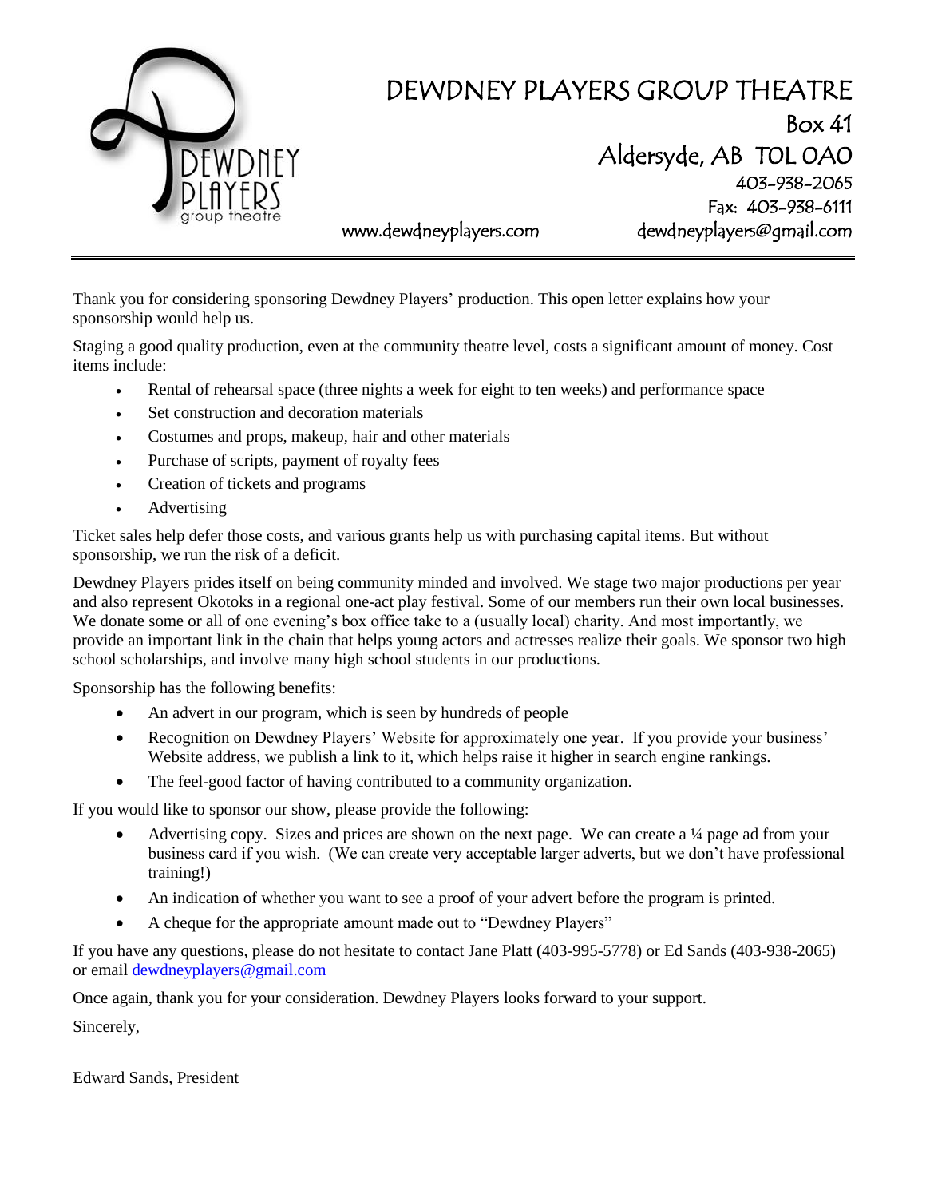# DEWDNEY PLAYERS GROUP THEATRE

Box 41
Aldersyde, AB T0L 0A0
403-938-2065
Fax: 403-938-6111
www.dewdneyplayers.com dewdneyplayers@gmail.com

---

Thank you for considering sponsoring Dewdney Players' production. This open letter explains how your sponsorship would help us.

Staging a good quality production, even at the community theatre level, costs a significant amount of money. Cost items include:

- Rental of rehearsal space (three nights a week for eight to ten weeks) and performance space
- Set construction and decoration materials
- Costumes and props, makeup, hair and other materials
- Purchase of scripts, payment of royalty fees
- Creation of tickets and programs
- Advertising

Ticket sales help defer those costs, and various grants help us with purchasing capital items. But without sponsorship, we run the risk of a deficit.

Dewdney Players prides itself on being community minded and involved. We stage two major productions per year and also represent Okotoks in a regional one-act play festival. Some of our members run their own local businesses. We donate some or all of one evening's box office take to a (usually local) charity. And most importantly, we provide an important link in the chain that helps young actors and actresses realize their goals. We sponsor two high school scholarships, and involve many high school students in our productions.

Sponsorship has the following benefits:

- An advert in our program, which is seen by hundreds of people
- Recognition on Dewdney Players' Website for approximately one year. If you provide your business' Website address, we publish a link to it, which helps raise it higher in search engine rankings.
- The feel-good factor of having contributed to a community organization.

If you would like to sponsor our show, please provide the following:

- Advertising copy. Sizes and prices are shown on the next page. We can create a ¼ page ad from your business card if you wish. (We can create very acceptable larger adverts, but we don't have professional training!)
- An indication of whether you want to see a proof of your advert before the program is printed.
- A cheque for the appropriate amount made out to "Dewdney Players"

If you have any questions, please do not hesitate to contact Jane Platt (403-995-5778) or Ed Sands (403-938-2065) or email dewdneyplayers@gmail.com

Once again, thank you for your consideration. Dewdney Players looks forward to your support.

Sincerely,

Edward Sands, President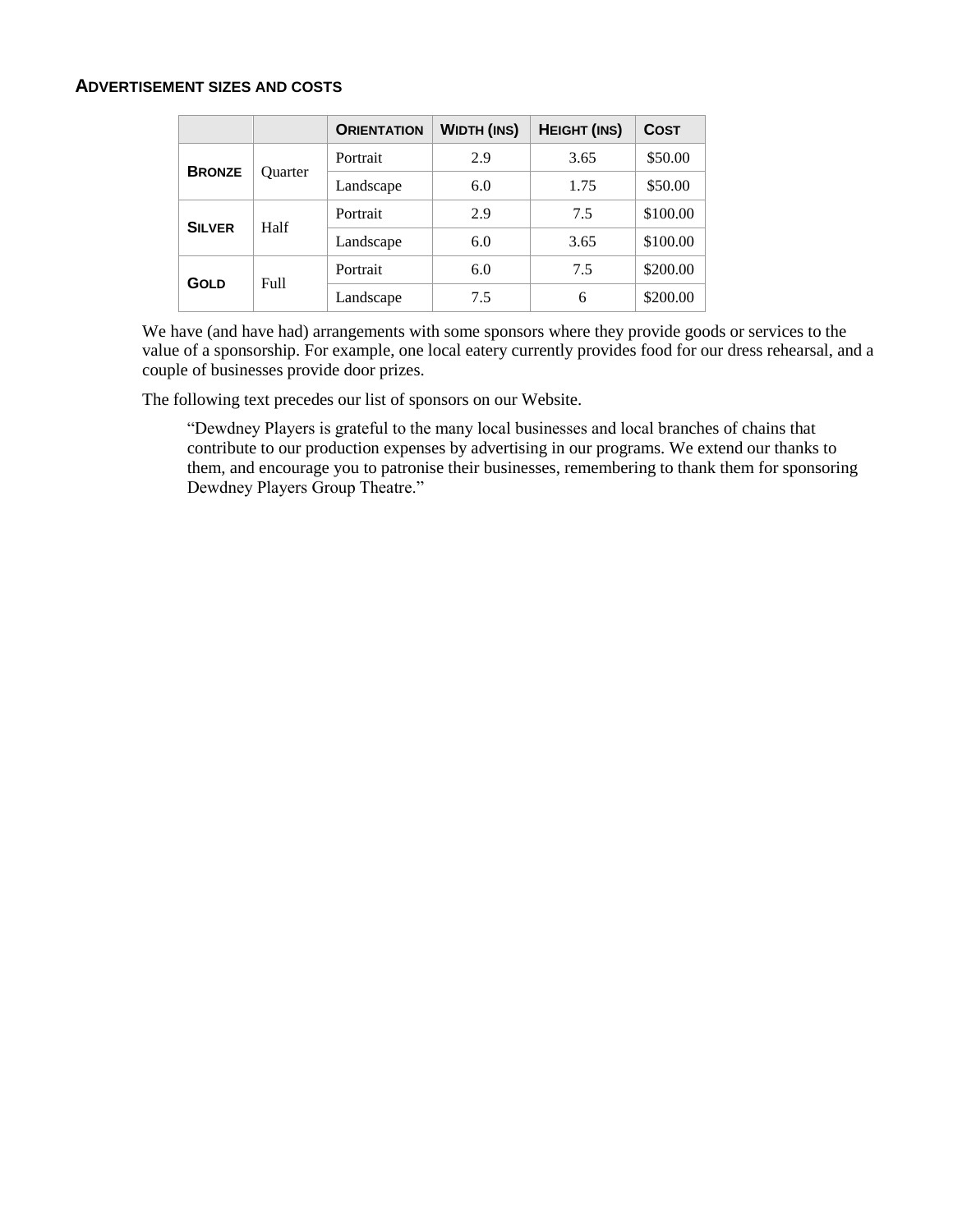### Advertisement sizes and costs

| | | Orientation | Width (ins) | Height (ins) | Cost |
|---|---|---|---|---|---|
| **Bronze** | Quarter | Portrait | 2.9 | 3.65 | $50.00 |
| | | Landscape | 6.0 | 1.75 | $50.00 |
| **Silver** | Half | Portrait | 2.9 | 7.5 | $100.00 |
| | | Landscape | 6.0 | 3.65 | $100.00 |
| **Gold** | Full | Portrait | 6.0 | 7.5 | $200.00 |
| | | Landscape | 7.5 | 6 | $200.00 |

We have (and have had) arrangements with some sponsors where they provide goods or services to the value of a sponsorship. For example, one local eatery currently provides food for our dress rehearsal, and a couple of businesses provide door prizes.

The following text precedes our list of sponsors on our Website.

> "Dewdney Players is grateful to the many local businesses and local branches of chains that contribute to our production expenses by advertising in our programs. We extend our thanks to them, and encourage you to patronise their businesses, remembering to thank them for sponsoring Dewdney Players Group Theatre."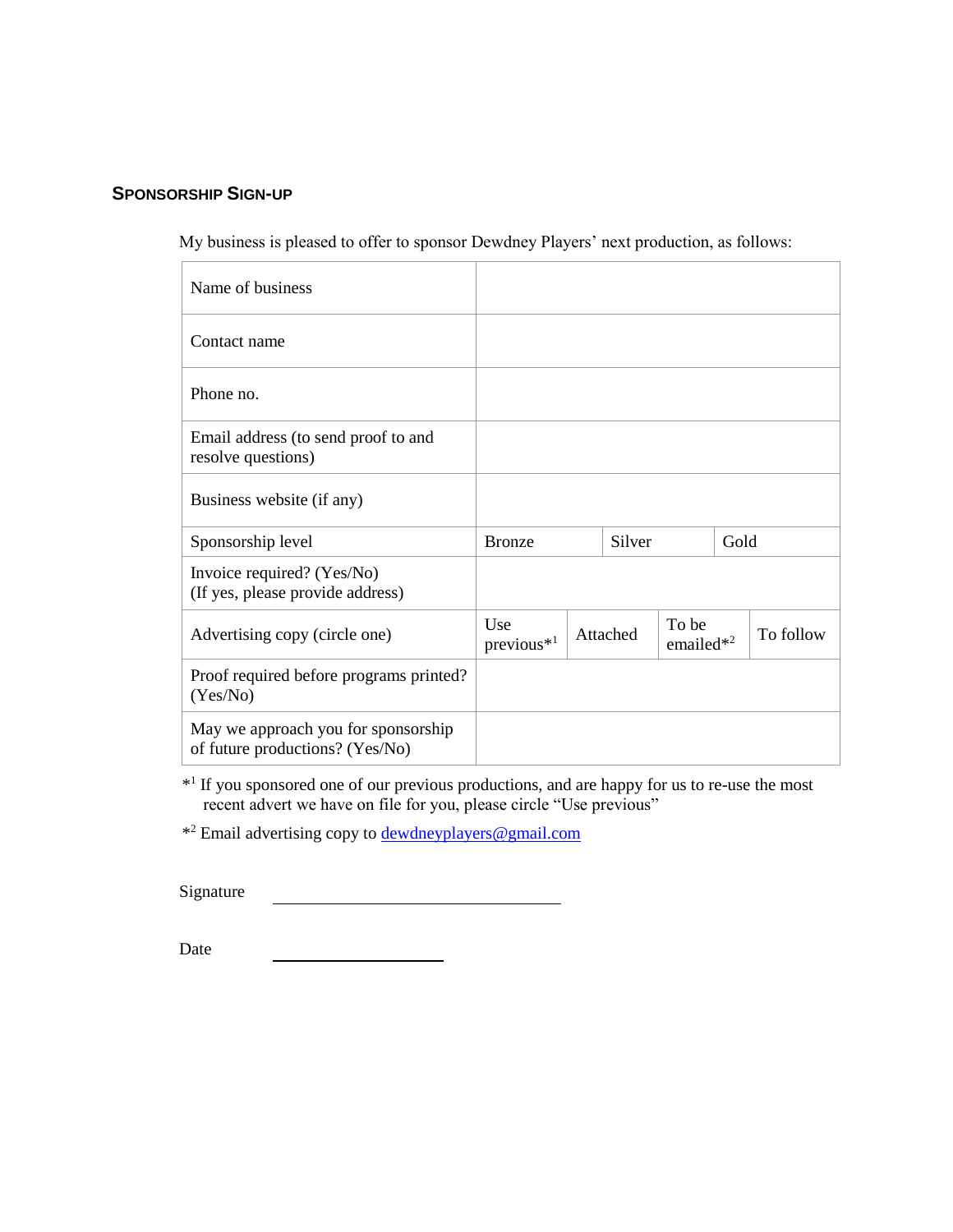## Sponsorship Sign-up

My business is pleased to offer to sponsor Dewdney Players' next production, as follows:

| | | | | |
|---|---|---|---|---|
| Name of business | | | | |
| Contact name | | | | |
| Phone no. | | | | |
| Email address (to send proof to and resolve questions) | | | | |
| Business website (if any) | | | | |
| Sponsorship level | Bronze | Silver | Gold | |
| Invoice required? (Yes/No) (If yes, please provide address) | | | | |
| Advertising copy (circle one) | Use previous*[1] | Attached | To be emailed*[2] | To follow |
| Proof required before programs printed? (Yes/No) | | | | |
| May we approach you for sponsorship of future productions? (Yes/No) | | | | |

*[1] If you sponsored one of our previous productions, and are happy for us to re-use the most recent advert we have on file for you, please circle "Use previous"

*[2] Email advertising copy to dewdneyplayers@gmail.com

Signature ______________________________

Date ____________________